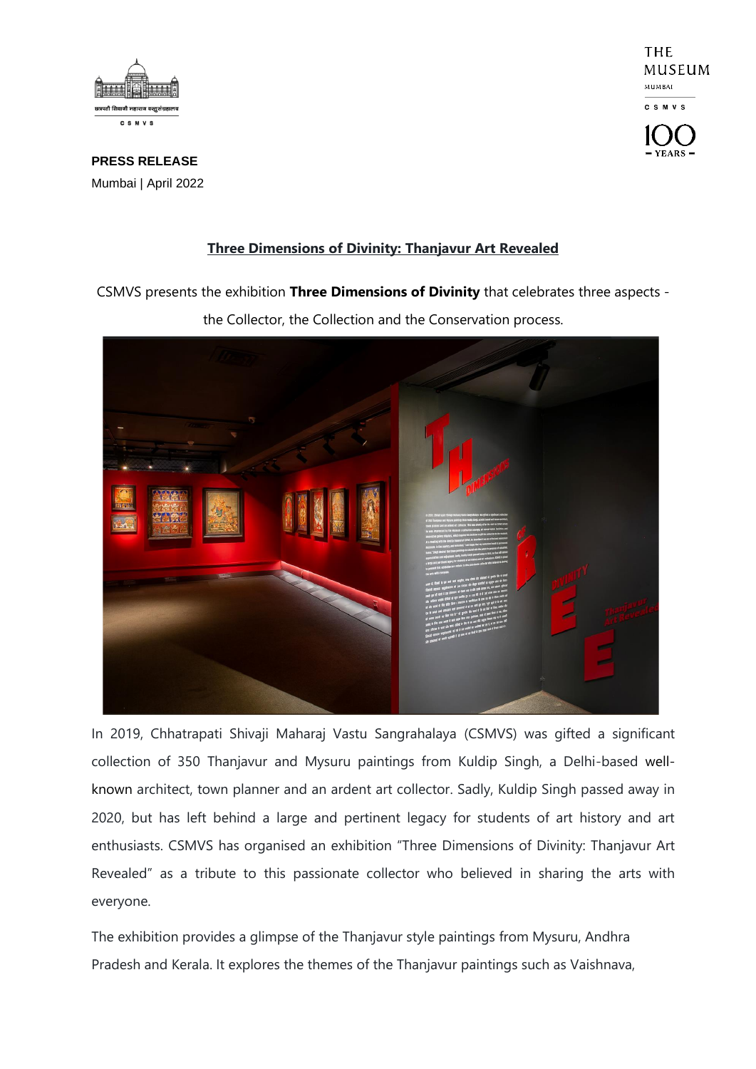**PRESS RELEASE**

Mumbai | April 2022

## Three Dimensions of Divinity: Thanjavur Art Revealed

CSMVS presents the exhibition **Three Dimensions of Divinity** that celebrates three aspects - the Collector, the Collection and the Conservation process.

In 2019, Chhatrapati Shivaji Maharaj Vastu Sangrahalaya (CSMVS) was gifted a significant collection of 350 Thanjavur and Mysuru paintings from Kuldip Singh, a Delhi-based well-known architect, town planner and an ardent art collector. Sadly, Kuldip Singh passed away in 2020, but has left behind a large and pertinent legacy for students of art history and art enthusiasts. CSMVS has organised an exhibition "Three Dimensions of Divinity: Thanjavur Art Revealed" as a tribute to this passionate collector who believed in sharing the arts with everyone.

The exhibition provides a glimpse of the Thanjavur style paintings from Mysuru, Andhra Pradesh and Kerala. It explores the themes of the Thanjavur paintings such as Vaishnava,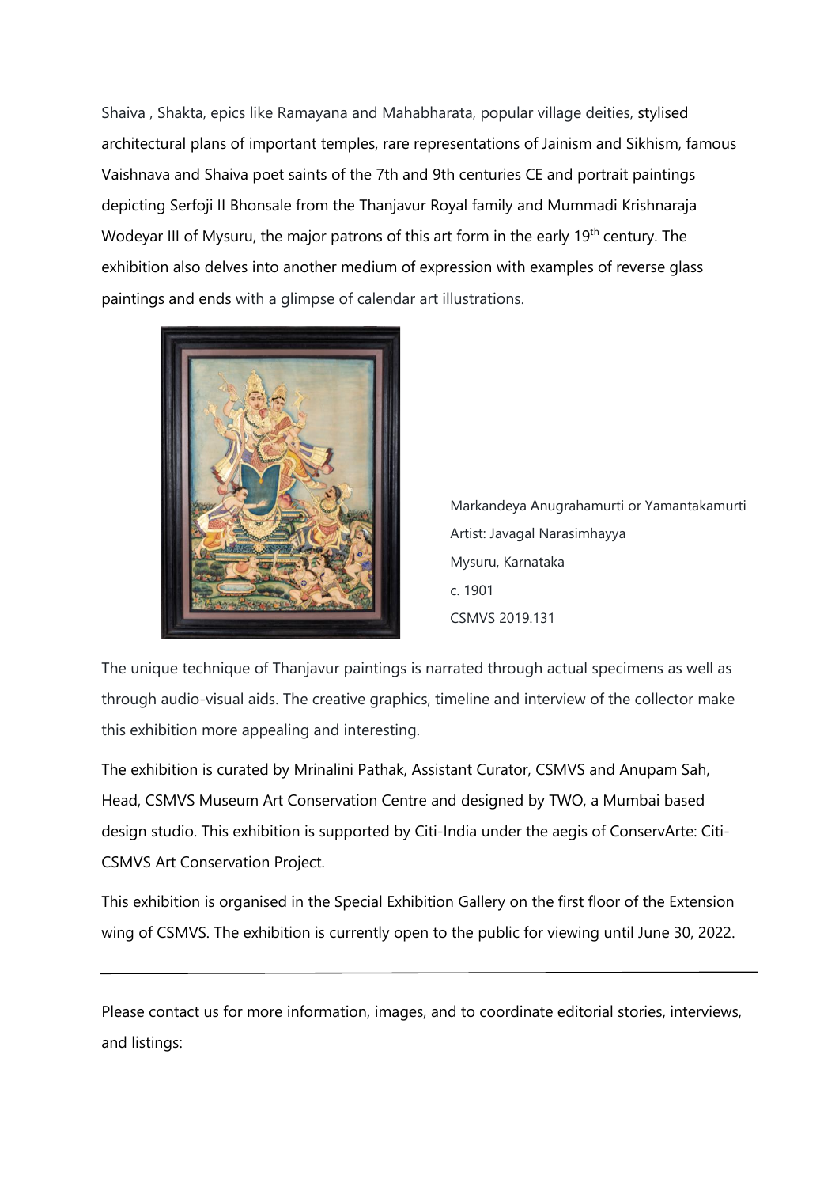Shaiva , Shakta, epics like Ramayana and Mahabharata, popular village deities, stylised architectural plans of important temples, rare representations of Jainism and Sikhism, famous Vaishnava and Shaiva poet saints of the 7th and 9th centuries CE and portrait paintings depicting Serfoji II Bhonsale from the Thanjavur Royal family and Mummadi Krishnaraja Wodeyar III of Mysuru, the major patrons of this art form in the early 19th century. The exhibition also delves into another medium of expression with examples of reverse glass paintings and ends with a glimpse of calendar art illustrations.

Markandeya Anugrahamurti or Yamantakamurti
Artist: Javagal Narasimhayya
Mysuru, Karnataka
c. 1901
CSMVS 2019.131

The unique technique of Thanjavur paintings is narrated through actual specimens as well as through audio-visual aids. The creative graphics, timeline and interview of the collector make this exhibition more appealing and interesting.

The exhibition is curated by Mrinalini Pathak, Assistant Curator, CSMVS and Anupam Sah, Head, CSMVS Museum Art Conservation Centre and designed by TWO, a Mumbai based design studio. This exhibition is supported by Citi-India under the aegis of ConservArte: Citi-CSMVS Art Conservation Project.

This exhibition is organised in the Special Exhibition Gallery on the first floor of the Extension wing of CSMVS. The exhibition is currently open to the public for viewing until June 30, 2022.

---

Please contact us for more information, images, and to coordinate editorial stories, interviews, and listings: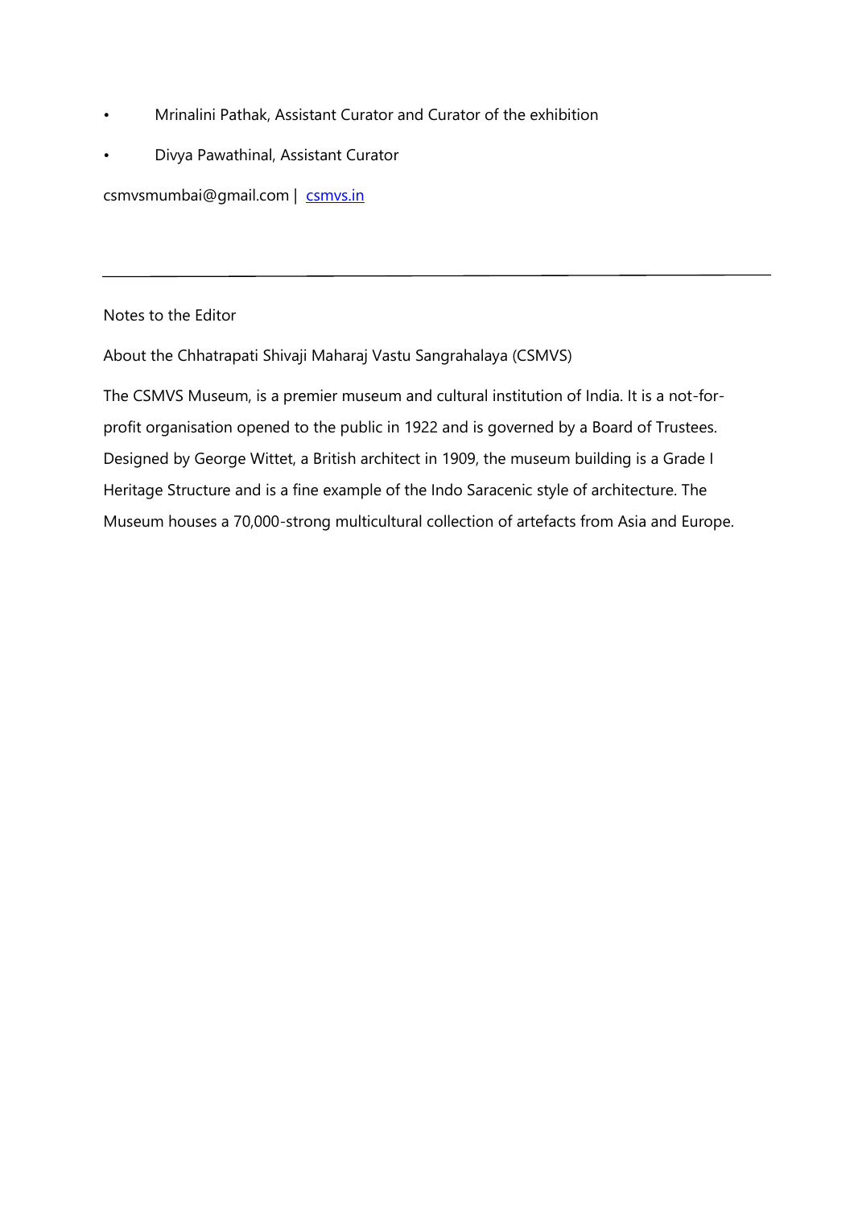- Mrinalini Pathak, Assistant Curator and Curator of the exhibition
- Divya Pawathinal, Assistant Curator

csmvsmumbai@gmail.com | [csmvs.in](csmvs.in)

---

Notes to the Editor

About the Chhatrapati Shivaji Maharaj Vastu Sangrahalaya (CSMVS)

The CSMVS Museum, is a premier museum and cultural institution of India. It is a not-for-profit organisation opened to the public in 1922 and is governed by a Board of Trustees. Designed by George Wittet, a British architect in 1909, the museum building is a Grade I Heritage Structure and is a fine example of the Indo Saracenic style of architecture. The Museum houses a 70,000-strong multicultural collection of artefacts from Asia and Europe.